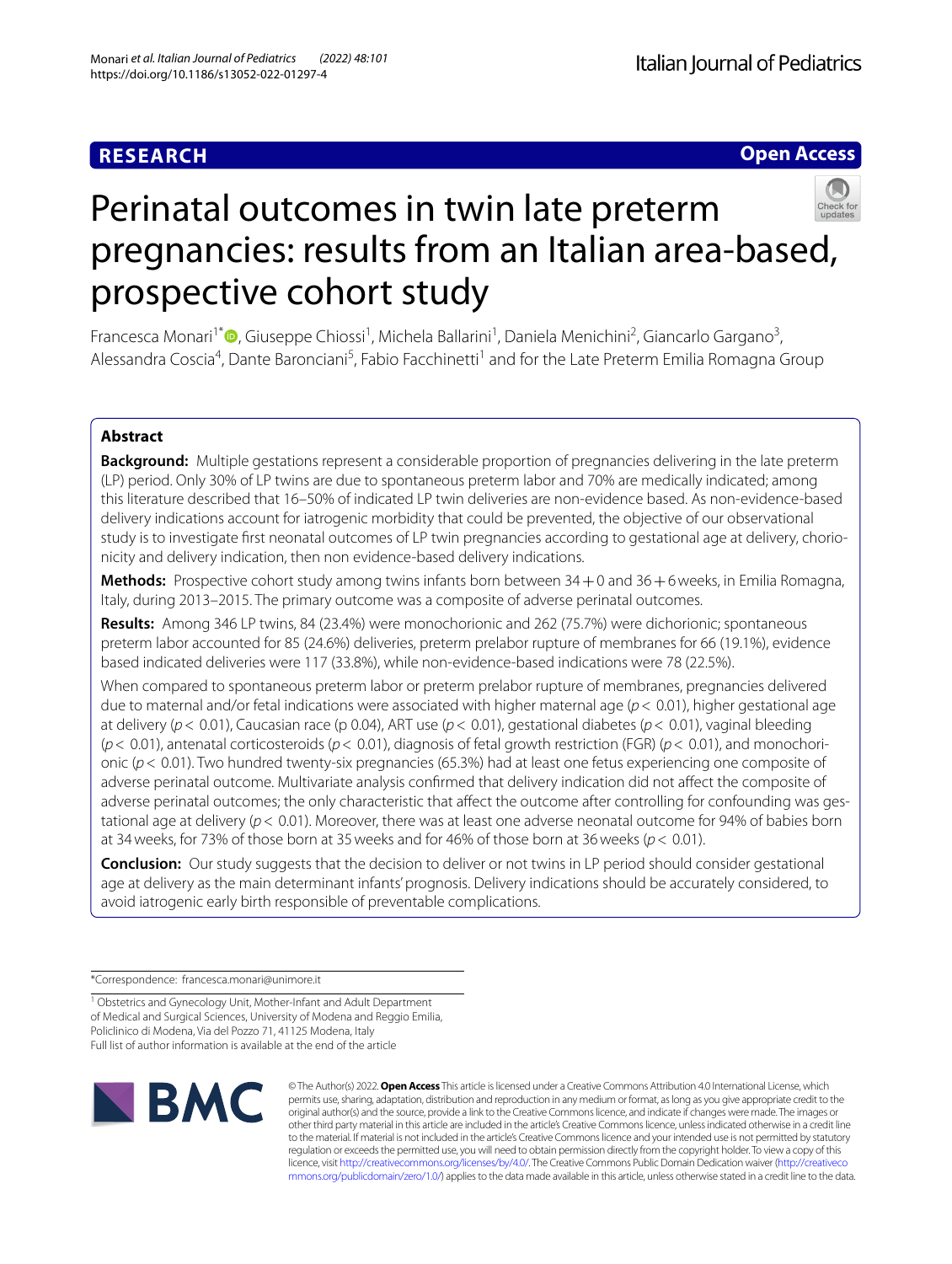RESEARCH

Open Access

# Perinatal outcomes in twin late preterm pregnancies: results from an Italian area-based, prospective cohort study

Francesca Monari[1*], Giuseppe Chiossi[1], Michela Ballarini[1], Daniela Menichini[2], Giancarlo Gargano[3], Alessandra Coscia[4], Dante Baronciani[5], Fabio Facchinetti[1] and for the Late Preterm Emilia Romagna Group

## Abstract

**Background:** Multiple gestations represent a considerable proportion of pregnancies delivering in the late preterm (LP) period. Only 30% of LP twins are due to spontaneous preterm labor and 70% are medically indicated; among this literature described that 16–50% of indicated LP twin deliveries are non-evidence based. As non-evidence-based delivery indications account for iatrogenic morbidity that could be prevented, the objective of our observational study is to investigate first neonatal outcomes of LP twin pregnancies according to gestational age at delivery, chorionicity and delivery indication, then non evidence-based delivery indications.

**Methods:** Prospective cohort study among twins infants born between 34+0 and 36+6 weeks, in Emilia Romagna, Italy, during 2013–2015. The primary outcome was a composite of adverse perinatal outcomes.

**Results:** Among 346 LP twins, 84 (23.4%) were monochorionic and 262 (75.7%) were dichorionic; spontaneous preterm labor accounted for 85 (24.6%) deliveries, preterm prelabor rupture of membranes for 66 (19.1%), evidence based indicated deliveries were 117 (33.8%), while non-evidence-based indications were 78 (22.5%).

When compared to spontaneous preterm labor or preterm prelabor rupture of membranes, pregnancies delivered due to maternal and/or fetal indications were associated with higher maternal age ($p < 0.01$), higher gestational age at delivery ($p < 0.01$), Caucasian race (p 0.04), ART use ($p < 0.01$), gestational diabetes ($p < 0.01$), vaginal bleeding ($p < 0.01$), antenatal corticosteroids ($p < 0.01$), diagnosis of fetal growth restriction (FGR) ($p < 0.01$), and monochorionic ($p < 0.01$). Two hundred twenty-six pregnancies (65.3%) had at least one fetus experiencing one composite of adverse perinatal outcome. Multivariate analysis confirmed that delivery indication did not affect the composite of adverse perinatal outcomes; the only characteristic that affect the outcome after controlling for confounding was gestational age at delivery ($p < 0.01$). Moreover, there was at least one adverse neonatal outcome for 94% of babies born at 34 weeks, for 73% of those born at 35 weeks and for 46% of those born at 36 weeks ($p < 0.01$).

**Conclusion:** Our study suggests that the decision to deliver or not twins in LP period should consider gestational age at delivery as the main determinant infants' prognosis. Delivery indications should be accurately considered, to avoid iatrogenic early birth responsible of preventable complications.

*Correspondence: francesca.monari@unimore.it

[1] Obstetrics and Gynecology Unit, Mother-Infant and Adult Department of Medical and Surgical Sciences, University of Modena and Reggio Emilia, Policlinico di Modena, Via del Pozzo 71, 41125 Modena, Italy

Full list of author information is available at the end of the article

© The Author(s) 2022. **Open Access** This article is licensed under a Creative Commons Attribution 4.0 International License, which permits use, sharing, adaptation, distribution and reproduction in any medium or format, as long as you give appropriate credit to the original author(s) and the source, provide a link to the Creative Commons licence, and indicate if changes were made. The images or other third party material in this article are included in the article's Creative Commons licence, unless indicated otherwise in a credit line to the material. If material is not included in the article's Creative Commons licence and your intended use is not permitted by statutory regulation or exceeds the permitted use, you will need to obtain permission directly from the copyright holder. To view a copy of this licence, visit http://creativecommons.org/licenses/by/4.0/. The Creative Commons Public Domain Dedication waiver (http://creativecommons.org/publicdomain/zero/1.0/) applies to the data made available in this article, unless otherwise stated in a credit line to the data.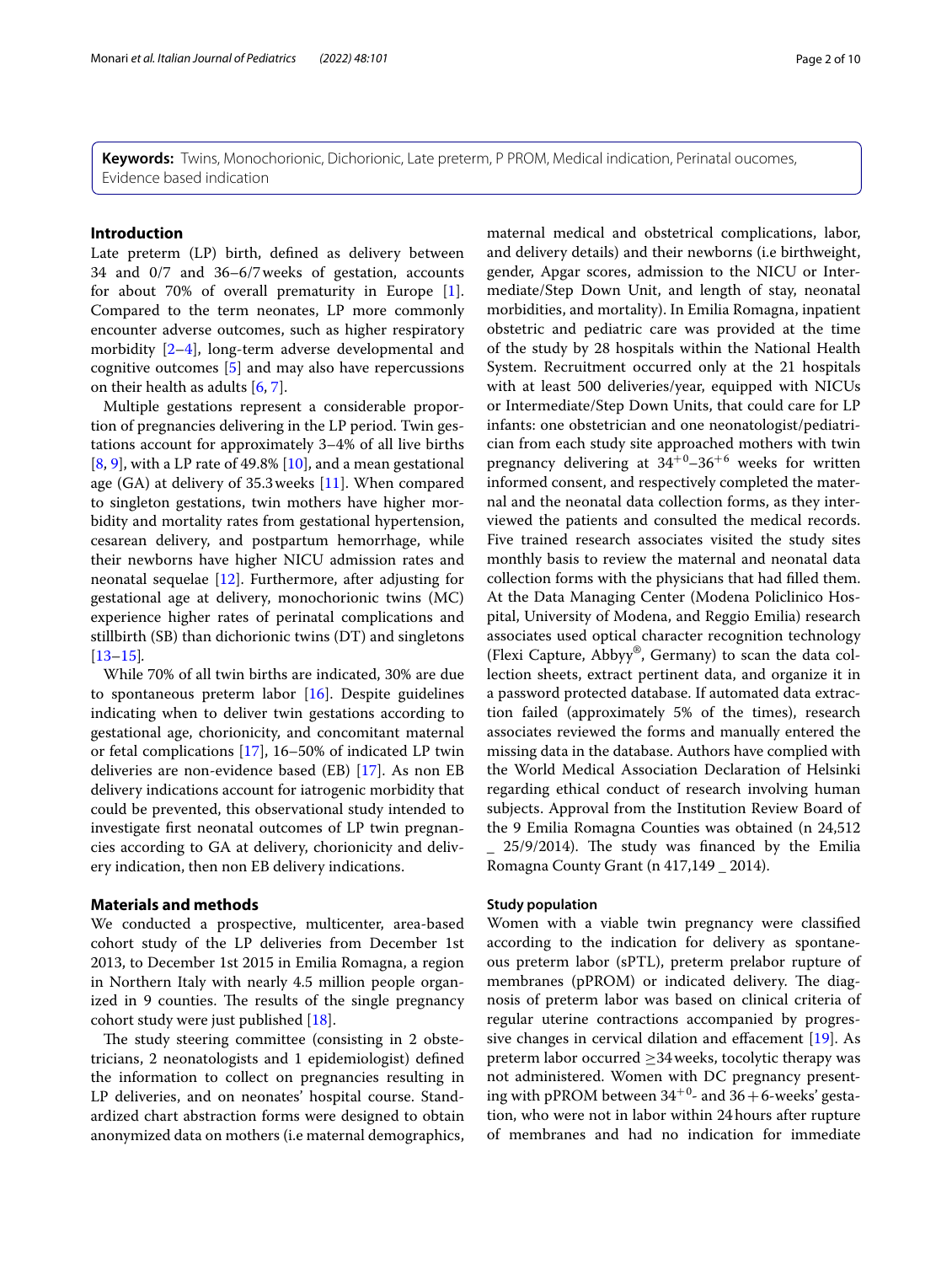**Keywords:** Twins, Monochorionic, Dichorionic, Late preterm, P PROM, Medical indication, Perinatal oucomes, Evidence based indication

## Introduction

Late preterm (LP) birth, defined as delivery between 34 and 0/7 and 36–6/7 weeks of gestation, accounts for about 70% of overall prematurity in Europe [1]. Compared to the term neonates, LP more commonly encounter adverse outcomes, such as higher respiratory morbidity [2–4], long-term adverse developmental and cognitive outcomes [5] and may also have repercussions on their health as adults [6, 7].

Multiple gestations represent a considerable proportion of pregnancies delivering in the LP period. Twin gestations account for approximately 3–4% of all live births [8, 9], with a LP rate of 49.8% [10], and a mean gestational age (GA) at delivery of 35.3 weeks [11]. When compared to singleton gestations, twin mothers have higher morbidity and mortality rates from gestational hypertension, cesarean delivery, and postpartum hemorrhage, while their newborns have higher NICU admission rates and neonatal sequelae [12]. Furthermore, after adjusting for gestational age at delivery, monochorionic twins (MC) experience higher rates of perinatal complications and stillbirth (SB) than dichorionic twins (DT) and singletons [13–15].

While 70% of all twin births are indicated, 30% are due to spontaneous preterm labor [16]. Despite guidelines indicating when to deliver twin gestations according to gestational age, chorionicity, and concomitant maternal or fetal complications [17], 16–50% of indicated LP twin deliveries are non-evidence based (EB) [17]. As non EB delivery indications account for iatrogenic morbidity that could be prevented, this observational study intended to investigate first neonatal outcomes of LP twin pregnancies according to GA at delivery, chorionicity and delivery indication, then non EB delivery indications.

## Materials and methods

We conducted a prospective, multicenter, area-based cohort study of the LP deliveries from December 1st 2013, to December 1st 2015 in Emilia Romagna, a region in Northern Italy with nearly 4.5 million people organized in 9 counties. The results of the single pregnancy cohort study were just published [18].

The study steering committee (consisting in 2 obstetricians, 2 neonatologists and 1 epidemiologist) defined the information to collect on pregnancies resulting in LP deliveries, and on neonates' hospital course. Standardized chart abstraction forms were designed to obtain anonymized data on mothers (i.e maternal demographics, maternal medical and obstetrical complications, labor, and delivery details) and their newborns (i.e birthweight, gender, Apgar scores, admission to the NICU or Intermediate/Step Down Unit, and length of stay, neonatal morbidities, and mortality). In Emilia Romagna, inpatient obstetric and pediatric care was provided at the time of the study by 28 hospitals within the National Health System. Recruitment occurred only at the 21 hospitals with at least 500 deliveries/year, equipped with NICUs or Intermediate/Step Down Units, that could care for LP infants: one obstetrician and one neonatologist/pediatrician from each study site approached mothers with twin pregnancy delivering at $34^{+0}$–$36^{+6}$ weeks for written informed consent, and respectively completed the maternal and the neonatal data collection forms, as they interviewed the patients and consulted the medical records. Five trained research associates visited the study sites monthly basis to review the maternal and neonatal data collection forms with the physicians that had filled them. At the Data Managing Center (Modena Policlinico Hospital, University of Modena, and Reggio Emilia) research associates used optical character recognition technology (Flexi Capture, Abbyy®, Germany) to scan the data collection sheets, extract pertinent data, and organize it in a password protected database. If automated data extraction failed (approximately 5% of the times), research associates reviewed the forms and manually entered the missing data in the database. Authors have complied with the World Medical Association Declaration of Helsinki regarding ethical conduct of research involving human subjects. Approval from the Institution Review Board of the 9 Emilia Romagna Counties was obtained (n 24,512 _ 25/9/2014). The study was financed by the Emilia Romagna County Grant (n 417,149 _ 2014).

### Study population

Women with a viable twin pregnancy were classified according to the indication for delivery as spontaneous preterm labor (sPTL), preterm prelabor rupture of membranes (pPROM) or indicated delivery. The diagnosis of preterm labor was based on clinical criteria of regular uterine contractions accompanied by progressive changes in cervical dilation and effacement [19]. As preterm labor occurred ≥34 weeks, tocolytic therapy was not administered. Women with DC pregnancy presenting with pPROM between $34^{+0}$- and 36 + 6-weeks' gestation, who were not in labor within 24 hours after rupture of membranes and had no indication for immediate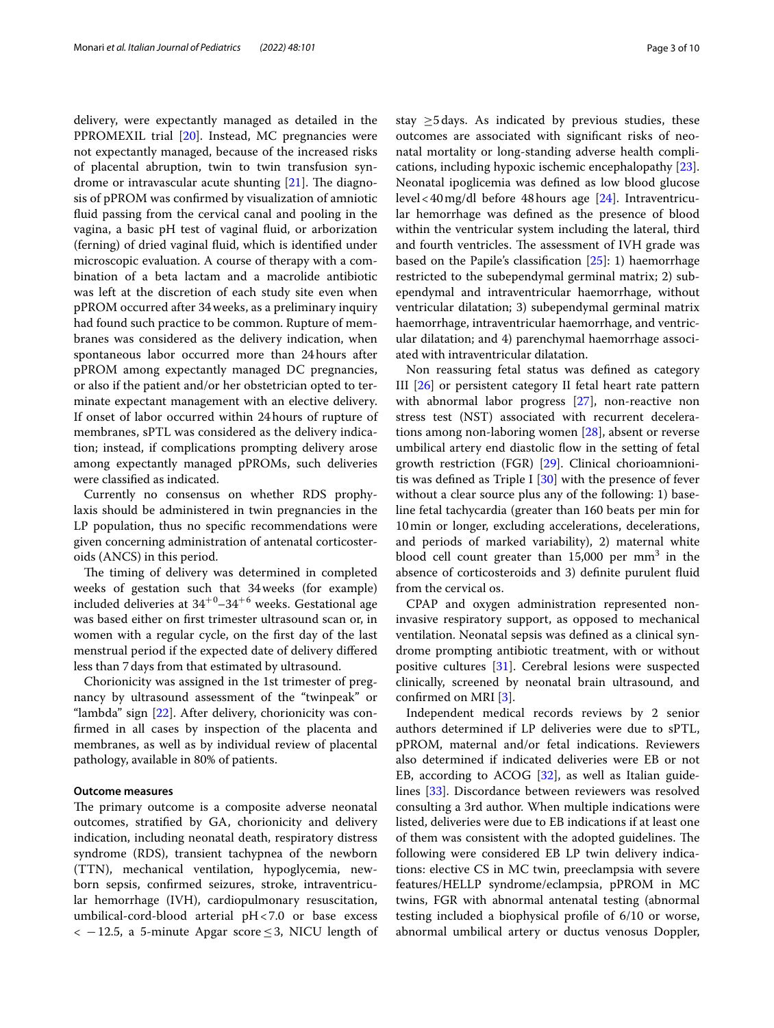delivery, were expectantly managed as detailed in the PPROMEXIL trial [20]. Instead, MC pregnancies were not expectantly managed, because of the increased risks of placental abruption, twin to twin transfusion syndrome or intravascular acute shunting [21]. The diagnosis of pPROM was confirmed by visualization of amniotic fluid passing from the cervical canal and pooling in the vagina, a basic pH test of vaginal fluid, or arborization (ferning) of dried vaginal fluid, which is identified under microscopic evaluation. A course of therapy with a combination of a beta lactam and a macrolide antibiotic was left at the discretion of each study site even when pPROM occurred after 34 weeks, as a preliminary inquiry had found such practice to be common. Rupture of membranes was considered as the delivery indication, when spontaneous labor occurred more than 24 hours after pPROM among expectantly managed DC pregnancies, or also if the patient and/or her obstetrician opted to terminate expectant management with an elective delivery. If onset of labor occurred within 24 hours of rupture of membranes, sPTL was considered as the delivery indication; instead, if complications prompting delivery arose among expectantly managed pPROMs, such deliveries were classified as indicated.

Currently no consensus on whether RDS prophylaxis should be administered in twin pregnancies in the LP population, thus no specific recommendations were given concerning administration of antenatal corticosteroids (ANCS) in this period.

The timing of delivery was determined in completed weeks of gestation such that 34 weeks (for example) included deliveries at $34^{+0}$–$34^{+6}$ weeks. Gestational age was based either on first trimester ultrasound scan or, in women with a regular cycle, on the first day of the last menstrual period if the expected date of delivery differed less than 7 days from that estimated by ultrasound.

Chorionicity was assigned in the 1st trimester of pregnancy by ultrasound assessment of the "twinpeak" or "lambda" sign [22]. After delivery, chorionicity was confirmed in all cases by inspection of the placenta and membranes, as well as by individual review of placental pathology, available in 80% of patients.

### Outcome measures

The primary outcome is a composite adverse neonatal outcomes, stratified by GA, chorionicity and delivery indication, including neonatal death, respiratory distress syndrome (RDS), transient tachypnea of the newborn (TTN), mechanical ventilation, hypoglycemia, newborn sepsis, confirmed seizures, stroke, intraventricular hemorrhage (IVH), cardiopulmonary resuscitation, umbilical-cord-blood arterial pH < 7.0 or base excess $< -12.5$, a 5-minute Apgar score ≤ 3, NICU length of stay ≥ 5 days. As indicated by previous studies, these outcomes are associated with significant risks of neonatal mortality or long-standing adverse health complications, including hypoxic ischemic encephalopathy [23]. Neonatal ipoglicemia was defined as low blood glucose level < 40 mg/dl before 48 hours age [24]. Intraventricular hemorrhage was defined as the presence of blood within the ventricular system including the lateral, third and fourth ventricles. The assessment of IVH grade was based on the Papile's classification [25]: 1) haemorrhage restricted to the subependymal germinal matrix; 2) subependymal and intraventricular haemorrhage, without ventricular dilatation; 3) subependymal germinal matrix haemorrhage, intraventricular haemorrhage, and ventricular dilatation; and 4) parenchymal haemorrhage associated with intraventricular dilatation.

Non reassuring fetal status was defined as category III [26] or persistent category II fetal heart rate pattern with abnormal labor progress [27], non-reactive non stress test (NST) associated with recurrent decelerations among non-laboring women [28], absent or reverse umbilical artery end diastolic flow in the setting of fetal growth restriction (FGR) [29]. Clinical chorioamnionitis was defined as Triple I [30] with the presence of fever without a clear source plus any of the following: 1) baseline fetal tachycardia (greater than 160 beats per min for 10 min or longer, excluding accelerations, decelerations, and periods of marked variability), 2) maternal white blood cell count greater than 15,000 per $mm^3$ in the absence of corticosteroids and 3) definite purulent fluid from the cervical os.

CPAP and oxygen administration represented non-invasive respiratory support, as opposed to mechanical ventilation. Neonatal sepsis was defined as a clinical syndrome prompting antibiotic treatment, with or without positive cultures [31]. Cerebral lesions were suspected clinically, screened by neonatal brain ultrasound, and confirmed on MRI [3].

Independent medical records reviews by 2 senior authors determined if LP deliveries were due to sPTL, pPROM, maternal and/or fetal indications. Reviewers also determined if indicated deliveries were EB or not EB, according to ACOG [32], as well as Italian guidelines [33]. Discordance between reviewers was resolved consulting a 3rd author. When multiple indications were listed, deliveries were due to EB indications if at least one of them was consistent with the adopted guidelines. The following were considered EB LP twin delivery indications: elective CS in MC twin, preeclampsia with severe features/HELLP syndrome/eclampsia, pPROM in MC twins, FGR with abnormal antenatal testing (abnormal testing included a biophysical profile of 6/10 or worse, abnormal umbilical artery or ductus venosus Doppler,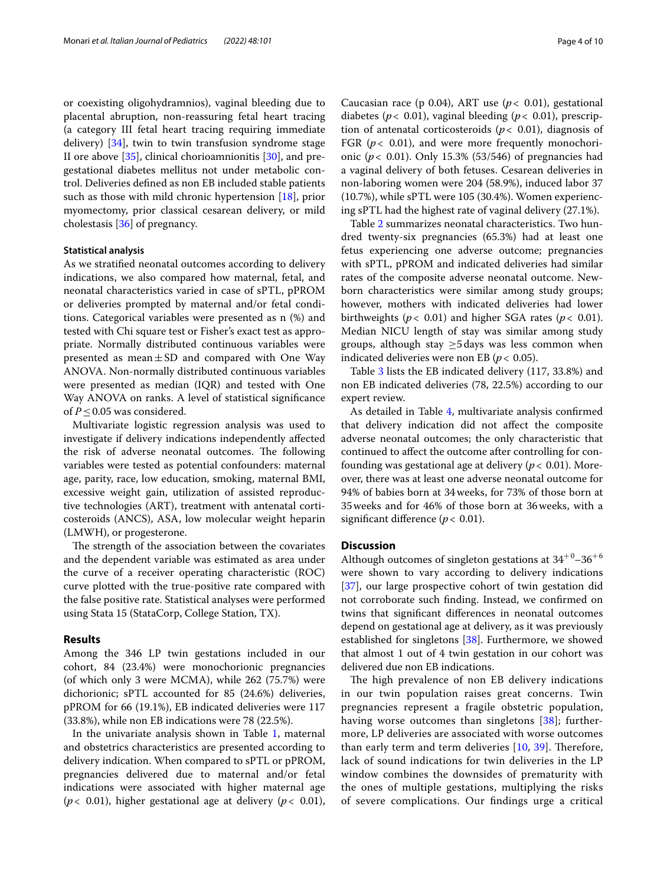or coexisting oligohydramnios), vaginal bleeding due to placental abruption, non-reassuring fetal heart tracing (a category III fetal heart tracing requiring immediate delivery) [34], twin to twin transfusion syndrome stage II ore above [35], clinical chorioamnionitis [30], and pre-gestational diabetes mellitus not under metabolic control. Deliveries defined as non EB included stable patients such as those with mild chronic hypertension [18], prior myomectomy, prior classical cesarean delivery, or mild cholestasis [36] of pregnancy.

#### Statistical analysis

As we stratified neonatal outcomes according to delivery indications, we also compared how maternal, fetal, and neonatal characteristics varied in case of sPTL, pPROM or deliveries prompted by maternal and/or fetal conditions. Categorical variables were presented as n (%) and tested with Chi square test or Fisher's exact test as appropriate. Normally distributed continuous variables were presented as mean ± SD and compared with One Way ANOVA. Non-normally distributed continuous variables were presented as median (IQR) and tested with One Way ANOVA on ranks. A level of statistical significance of $P \leq 0.05$ was considered.

Multivariate logistic regression analysis was used to investigate if delivery indications independently affected the risk of adverse neonatal outcomes. The following variables were tested as potential confounders: maternal age, parity, race, low education, smoking, maternal BMI, excessive weight gain, utilization of assisted reproductive technologies (ART), treatment with antenatal corticosteroids (ANCS), ASA, low molecular weight heparin (LMWH), or progesterone.

The strength of the association between the covariates and the dependent variable was estimated as area under the curve of a receiver operating characteristic (ROC) curve plotted with the true-positive rate compared with the false positive rate. Statistical analyses were performed using Stata 15 (StataCorp, College Station, TX).

## Results

Among the 346 LP twin gestations included in our cohort, 84 (23.4%) were monochorionic pregnancies (of which only 3 were MCMA), while 262 (75.7%) were dichorionic; sPTL accounted for 85 (24.6%) deliveries, pPROM for 66 (19.1%), EB indicated deliveries were 117 (33.8%), while non EB indications were 78 (22.5%).

In the univariate analysis shown in Table 1, maternal and obstetrics characteristics are presented according to delivery indication. When compared to sPTL or pPROM, pregnancies delivered due to maternal and/or fetal indications were associated with higher maternal age ($p < 0.01$), higher gestational age at delivery ($p < 0.01$), Caucasian race (p 0.04), ART use ($p < 0.01$), gestational diabetes ($p < 0.01$), vaginal bleeding ($p < 0.01$), prescription of antenatal corticosteroids ($p < 0.01$), diagnosis of FGR ($p < 0.01$), and were more frequently monochorionic ($p < 0.01$). Only 15.3% (53/546) of pregnancies had a vaginal delivery of both fetuses. Cesarean deliveries in non-laboring women were 204 (58.9%), induced labor 37 (10.7%), while sPTL were 105 (30.4%). Women experiencing sPTL had the highest rate of vaginal delivery (27.1%).

Table 2 summarizes neonatal characteristics. Two hundred twenty-six pregnancies (65.3%) had at least one fetus experiencing one adverse outcome; pregnancies with sPTL, pPROM and indicated deliveries had similar rates of the composite adverse neonatal outcome. Newborn characteristics were similar among study groups; however, mothers with indicated deliveries had lower birthweights ($p < 0.01$) and higher SGA rates ($p < 0.01$). Median NICU length of stay was similar among study groups, although stay ≥5 days was less common when indicated deliveries were non EB ($p < 0.05$).

Table 3 lists the EB indicated delivery (117, 33.8%) and non EB indicated deliveries (78, 22.5%) according to our expert review.

As detailed in Table 4, multivariate analysis confirmed that delivery indication did not affect the composite adverse neonatal outcomes; the only characteristic that continued to affect the outcome after controlling for confounding was gestational age at delivery ($p < 0.01$). Moreover, there was at least one adverse neonatal outcome for 94% of babies born at 34 weeks, for 73% of those born at 35 weeks and for 46% of those born at 36 weeks, with a significant difference ($p < 0.01$).

## Discussion

Although outcomes of singleton gestations at $34^{+0}$–$36^{+6}$ were shown to vary according to delivery indications [37], our large prospective cohort of twin gestation did not corroborate such finding. Instead, we confirmed on twins that significant differences in neonatal outcomes depend on gestational age at delivery, as it was previously established for singletons [38]. Furthermore, we showed that almost 1 out of 4 twin gestation in our cohort was delivered due non EB indications.

The high prevalence of non EB delivery indications in our twin population raises great concerns. Twin pregnancies represent a fragile obstetric population, having worse outcomes than singletons [38]; furthermore, LP deliveries are associated with worse outcomes than early term and term deliveries [10, 39]. Therefore, lack of sound indications for twin deliveries in the LP window combines the downsides of prematurity with the ones of multiple gestations, multiplying the risks of severe complications. Our findings urge a critical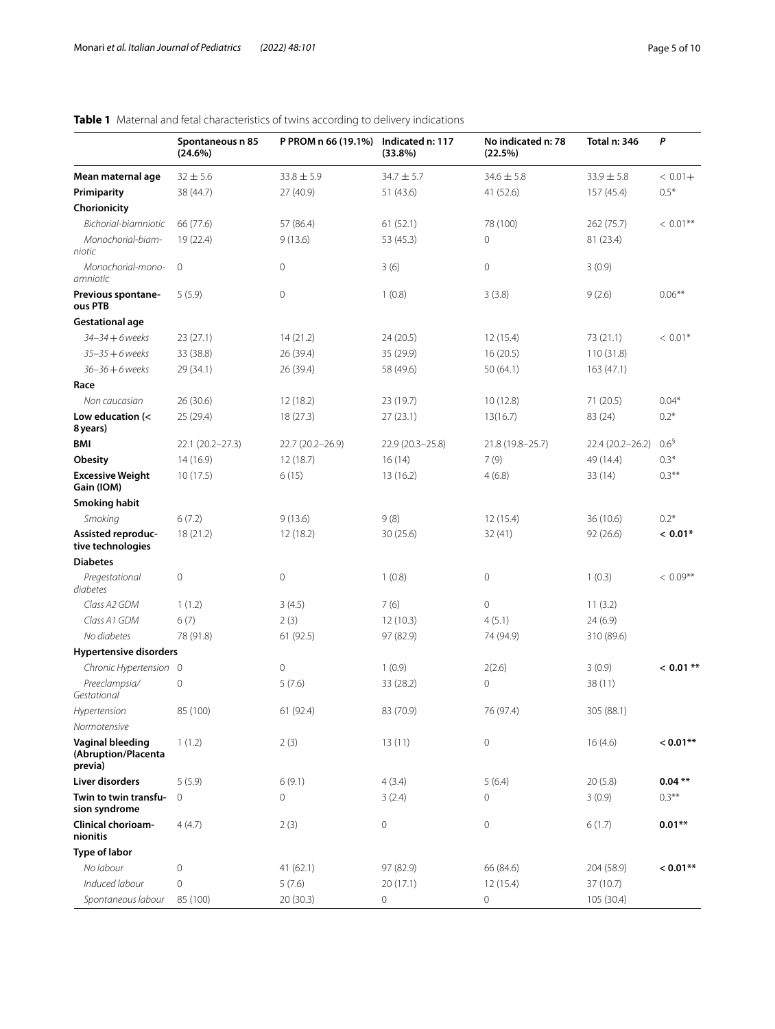**Table 1** Maternal and fetal characteristics of twins according to delivery indications

| | Spontaneous n 85 (24.6%) | P PROM n 66 (19.1%) | Indicated n: 117 (33.8%) | No indicated n: 78 (22.5%) | Total n: 346 | *P* |
|---|---|---|---|---|---|---|
| **Mean maternal age** | 32 ± 5.6 | 33.8 ± 5.9 | 34.7 ± 5.7 | 34.6 ± 5.8 | 33.9 ± 5.8 | < 0.01+ |
| **Primiparity** | 38 (44.7) | 27 (40.9) | 51 (43.6) | 41 (52.6) | 157 (45.4) | 0.5* |
| **Chorionicity** | | | | | | |
| *Bichorial-biamniotic* | 66 (77.6) | 57 (86.4) | 61 (52.1) | 78 (100) | 262 (75.7) | < 0.01** |
| *Monochorial-biamniotic* | 19 (22.4) | 9 (13.6) | 53 (45.3) | 0 | 81 (23.4) | |
| *Monochorial-monoamniotic* | 0 | 0 | 3 (6) | 0 | 3 (0.9) | |
| **Previous spontaneous PTB** | 5 (5.9) | 0 | 1 (0.8) | 3 (3.8) | 9 (2.6) | 0.06** |
| **Gestational age** | | | | | | |
| *34–34 + 6 weeks* | 23 (27.1) | 14 (21.2) | 24 (20.5) | 12 (15.4) | 73 (21.1) | < 0.01* |
| *35–35 + 6 weeks* | 33 (38.8) | 26 (39.4) | 35 (29.9) | 16 (20.5) | 110 (31.8) | |
| *36–36 + 6 weeks* | 29 (34.1) | 26 (39.4) | 58 (49.6) | 50 (64.1) | 163 (47.1) | |
| **Race** | | | | | | |
| *Non caucasian* | 26 (30.6) | 12 (18.2) | 23 (19.7) | 10 (12.8) | 71 (20.5) | 0.04* |
| **Low education (< 8 years)** | 25 (29.4) | 18 (27.3) | 27 (23.1) | 13(16.7) | 83 (24) | 0.2* |
| **BMI** | 22.1 (20.2–27.3) | 22.7 (20.2–26.9) | 22.9 (20.3–25.8) | 21.8 (19.8–25.7) | 22.4 (20.2–26.2) | 0.6§ |
| **Obesity** | 14 (16.9) | 12 (18.7) | 16 (14) | 7 (9) | 49 (14.4) | 0.3* |
| **Excessive Weight Gain (IOM)** | 10 (17.5) | 6 (15) | 13 (16.2) | 4 (6.8) | 33 (14) | 0.3** |
| **Smoking habit** | | | | | | |
| *Smoking* | 6 (7.2) | 9 (13.6) | 9 (8) | 12 (15.4) | 36 (10.6) | 0.2* |
| **Assisted reproductive technologies** | 18 (21.2) | 12 (18.2) | 30 (25.6) | 32 (41) | 92 (26.6) | **< 0.01*** |
| **Diabetes** | | | | | | |
| *Pregestational diabetes* | 0 | 0 | 1 (0.8) | 0 | 1 (0.3) | < 0.09** |
| *Class A2 GDM* | 1 (1.2) | 3 (4.5) | 7 (6) | 0 | 11 (3.2) | |
| *Class A1 GDM* | 6 (7) | 2 (3) | 12 (10.3) | 4 (5.1) | 24 (6.9) | |
| *No diabetes* | 78 (91.8) | 61 (92.5) | 97 (82.9) | 74 (94.9) | 310 (89.6) | |
| **Hypertensive disorders** | | | | | | |
| *Chronic Hypertension* | 0 | 0 | 1 (0.9) | 2(2.6) | 3 (0.9) | **< 0.01 **** |
| *Preeclampsia/ Gestational* | 0 | 5 (7.6) | 33 (28.2) | 0 | 38 (11) | |
| *Hypertension* | 85 (100) | 61 (92.4) | 83 (70.9) | 76 (97.4) | 305 (88.1) | |
| *Normotensive* | | | | | | |
| **Vaginal bleeding (Abruption/Placenta previa)** | 1 (1.2) | 2 (3) | 13 (11) | 0 | 16 (4.6) | **< 0.01**** |
| **Liver disorders** | 5 (5.9) | 6 (9.1) | 4 (3.4) | 5 (6.4) | 20 (5.8) | **0.04 **** |
| **Twin to twin transfusion syndrome** | 0 | 0 | 3 (2.4) | 0 | 3 (0.9) | 0.3** |
| **Clinical chorioamnionitis** | 4 (4.7) | 2 (3) | 0 | 0 | 6 (1.7) | **0.01**** |
| **Type of labor** | | | | | | |
| *No labour* | 0 | 41 (62.1) | 97 (82.9) | 66 (84.6) | 204 (58.9) | **< 0.01**** |
| *Induced labour* | 0 | 5 (7.6) | 20 (17.1) | 12 (15.4) | 37 (10.7) | |
| *Spontaneous labour* | 85 (100) | 20 (30.3) | 0 | 0 | 105 (30.4) | |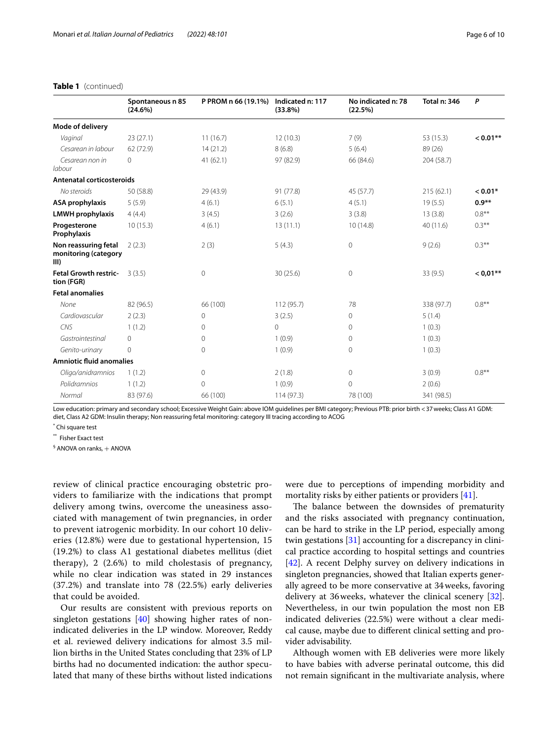**Table 1** (continued)

| | Spontaneous n 85 (24.6%) | P PROM n 66 (19.1%) | Indicated n: 117 (33.8%) | No indicated n: 78 (22.5%) | Total n: 346 | P |
|---|---|---|---|---|---|---|
| **Mode of delivery** | | | | | | |
| *Vaginal* | 23 (27.1) | 11 (16.7) | 12 (10.3) | 7 (9) | 53 (15.3) | **< 0.01**\*\*** |
| *Cesarean in labour* | 62 (72.9) | 14 (21.2) | 8 (6.8) | 5 (6.4) | 89 (26) | |
| *Cesarean non in labour* | 0 | 41 (62.1) | 97 (82.9) | 66 (84.6) | 204 (58.7) | |
| **Antenatal corticosteroids** | | | | | | |
| *No steroids* | 50 (58.8) | 29 (43.9) | 91 (77.8) | 45 (57.7) | 215 (62.1) | **< 0.01*** |
| **ASA prophylaxis** | 5 (5.9) | 4 (6.1) | 6 (5.1) | 4 (5.1) | 19 (5.5) | **0.9**\*\*** |
| **LMWH prophylaxis** | 4 (4.4) | 3 (4.5) | 3 (2.6) | 3 (3.8) | 13 (3.8) | 0.8** |
| **Progesterone Prophylaxis** | 10 (15.3) | 4 (6.1) | 13 (11.1) | 10 (14.8) | 40 (11.6) | 0.3** |
| **Non reassuring fetal monitoring (category III)** | 2 (2.3) | 2 (3) | 5 (4.3) | 0 | 9 (2.6) | 0.3** |
| **Fetal Growth restriction (FGR)** | 3 (3.5) | 0 | 30 (25.6) | 0 | 33 (9.5) | **< 0,01**\*\*** |
| **Fetal anomalies** | | | | | | |
| *None* | 82 (96.5) | 66 (100) | 112 (95.7) | 78 | 338 (97.7) | 0.8** |
| *Cardiovascular* | 2 (2.3) | 0 | 3 (2.5) | 0 | 5 (1.4) | |
| *CNS* | 1 (1.2) | 0 | 0 | 0 | 1 (0.3) | |
| *Gastrointestinal* | 0 | 0 | 1 (0.9) | 0 | 1 (0.3) | |
| *Genito-urinary* | 0 | 0 | 1 (0.9) | 0 | 1 (0.3) | |
| **Amniotic fluid anomalies** | | | | | | |
| *Oligo/anidramnios* | 1 (1.2) | 0 | 2 (1.8) | 0 | 3 (0.9) | 0.8** |
| *Polidramnios* | 1 (1.2) | 0 | 1 (0.9) | 0 | 2 (0.6) | |
| *Normal* | 83 (97.6) | 66 (100) | 114 (97.3) | 78 (100) | 341 (98.5) | |

Low education: primary and secondary school; Excessive Weight Gain: above IOM guidelines per BMI category; Previous PTB: prior birth < 37 weeks; Class A1 GDM: diet, Class A2 GDM: Insulin therapy; Non reassuring fetal monitoring: category III tracing according to ACOG

\* Chi square test

\*\* Fisher Exact test

§ ANOVA on ranks, + ANOVA

review of clinical practice encouraging obstetric providers to familiarize with the indications that prompt delivery among twins, overcome the uneasiness associated with management of twin pregnancies, in order to prevent iatrogenic morbidity. In our cohort 10 deliveries (12.8%) were due to gestational hypertension, 15 (19.2%) to class A1 gestational diabetes mellitus (diet therapy), 2 (2.6%) to mild cholestasis of pregnancy, while no clear indication was stated in 29 instances (37.2%) and translate into 78 (22.5%) early deliveries that could be avoided.

Our results are consistent with previous reports on singleton gestations [40] showing higher rates of non-indicated deliveries in the LP window. Moreover, Reddy et al. reviewed delivery indications for almost 3.5 million births in the United States concluding that 23% of LP births had no documented indication: the author speculated that many of these births without listed indications were due to perceptions of impending morbidity and mortality risks by either patients or providers [41].

The balance between the downsides of prematurity and the risks associated with pregnancy continuation, can be hard to strike in the LP period, especially among twin gestations [31] accounting for a discrepancy in clinical practice according to hospital settings and countries [42]. A recent Delphy survey on delivery indications in singleton pregnancies, showed that Italian experts generally agreed to be more conservative at 34 weeks, favoring delivery at 36 weeks, whatever the clinical scenery [32]. Nevertheless, in our twin population the most non EB indicated deliveries (22.5%) were without a clear medical cause, maybe due to different clinical setting and provider advisability.

Although women with EB deliveries were more likely to have babies with adverse perinatal outcome, this did not remain significant in the multivariate analysis, where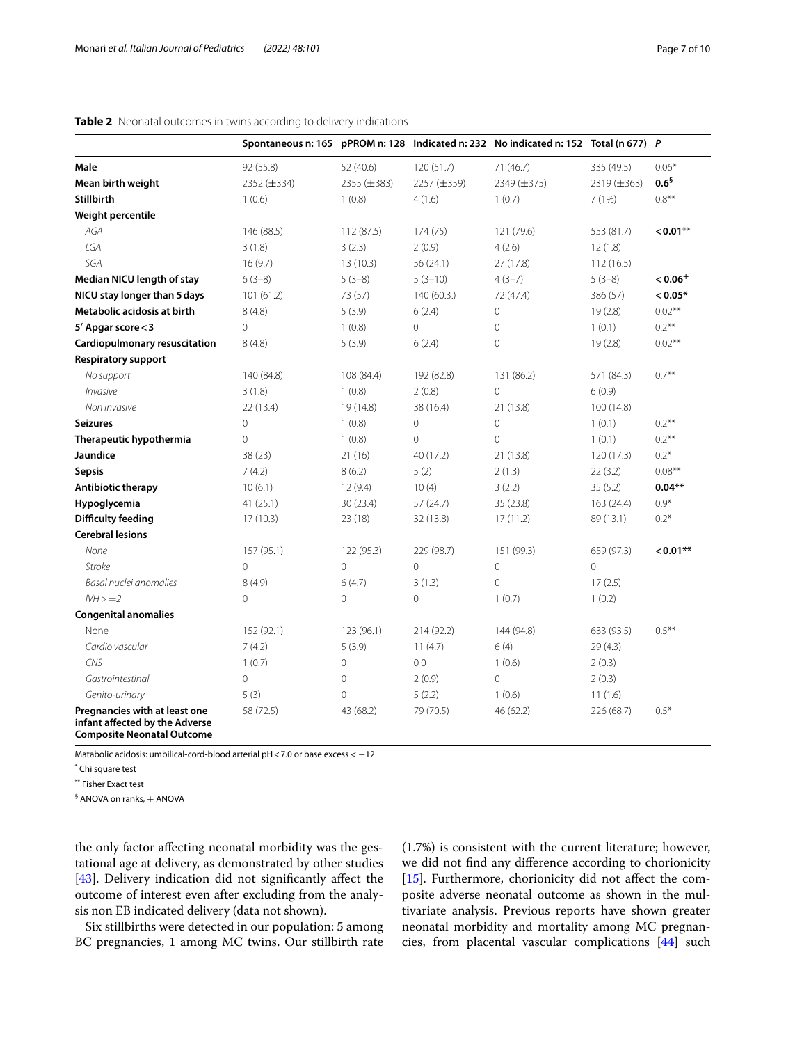**Table 2** Neonatal outcomes in twins according to delivery indications

| | Spontaneous n: 165 | pPROM n: 128 | Indicated n: 232 | No indicated n: 152 | Total (n 677) | P |
|---|---|---|---|---|---|---|
| **Male** | 92 (55.8) | 52 (40.6) | 120 (51.7) | 71 (46.7) | 335 (49.5) | 0.06* |
| **Mean birth weight** | 2352 (±334) | 2355 (±383) | 2257 (±359) | 2349 (±375) | 2319 (±363) | **0.6§** |
| **Stillbirth** | 1 (0.6) | 1 (0.8) | 4 (1.6) | 1 (0.7) | 7 (1%) | 0.8** |
| **Weight percentile** | | | | | | |
| *AGA* | 146 (88.5) | 112 (87.5) | 174 (75) | 121 (79.6) | 553 (81.7) | **<0.01**** |
| *LGA* | 3 (1.8) | 3 (2.3) | 2 (0.9) | 4 (2.6) | 12 (1.8) | |
| *SGA* | 16 (9.7) | 13 (10.3) | 56 (24.1) | 27 (17.8) | 112 (16.5) | |
| **Median NICU length of stay** | 6 (3–8) | 5 (3–8) | 5 (3–10) | 4 (3–7) | 5 (3–8) | **< 0.06+** |
| **NICU stay longer than 5 days** | 101 (61.2) | 73 (57) | 140 (60.3.) | 72 (47.4) | 386 (57) | **< 0.05*** |
| **Metabolic acidosis at birth** | 8 (4.8) | 5 (3.9) | 6 (2.4) | 0 | 19 (2.8) | 0.02** |
| **5′ Apgar score < 3** | 0 | 1 (0.8) | 0 | 0 | 1 (0.1) | 0.2** |
| **Cardiopulmonary resuscitation** | 8 (4.8) | 5 (3.9) | 6 (2.4) | 0 | 19 (2.8) | 0.02** |
| **Respiratory support** | | | | | | |
| *No support* | 140 (84.8) | 108 (84.4) | 192 (82.8) | 131 (86.2) | 571 (84.3) | 0.7** |
| *Invasive* | 3 (1.8) | 1 (0.8) | 2 (0.8) | 0 | 6 (0.9) | |
| *Non invasive* | 22 (13.4) | 19 (14.8) | 38 (16.4) | 21 (13.8) | 100 (14.8) | |
| **Seizures** | 0 | 1 (0.8) | 0 | 0 | 1 (0.1) | 0.2** |
| **Therapeutic hypothermia** | 0 | 1 (0.8) | 0 | 0 | 1 (0.1) | 0.2** |
| **Jaundice** | 38 (23) | 21 (16) | 40 (17.2) | 21 (13.8) | 120 (17.3) | 0.2* |
| **Sepsis** | 7 (4.2) | 8 (6.2) | 5 (2) | 2 (1.3) | 22 (3.2) | 0.08** |
| **Antibiotic therapy** | 10 (6.1) | 12 (9.4) | 10 (4) | 3 (2.2) | 35 (5.2) | **0.04**** |
| **Hypoglycemia** | 41 (25.1) | 30 (23.4) | 57 (24.7) | 35 (23.8) | 163 (24.4) | 0.9* |
| **Difficulty feeding** | 17 (10.3) | 23 (18) | 32 (13.8) | 17 (11.2) | 89 (13.1) | 0.2* |
| **Cerebral lesions** | | | | | | |
| *None* | 157 (95.1) | 122 (95.3) | 229 (98.7) | 151 (99.3) | 659 (97.3) | **<0.01**** |
| *Stroke* | 0 | 0 | 0 | 0 | 0 | |
| *Basal nuclei anomalies* | 8 (4.9) | 6 (4.7) | 3 (1.3) | 0 | 17 (2.5) | |
| *IVH >=2* | 0 | 0 | 0 | 1 (0.7) | 1 (0.2) | |
| **Congenital anomalies** | | | | | | |
| None | 152 (92.1) | 123 (96.1) | 214 (92.2) | 144 (94.8) | 633 (93.5) | 0.5** |
| *Cardio vascular* | 7 (4.2) | 5 (3.9) | 11 (4.7) | 6 (4) | 29 (4.3) | |
| *CNS* | 1 (0.7) | 0 | 0 0 | 1 (0.6) | 2 (0.3) | |
| *Gastrointestinal* | 0 | 0 | 2 (0.9) | 0 | 2 (0.3) | |
| *Genito-urinary* | 5 (3) | 0 | 5 (2.2) | 1 (0.6) | 11 (1.6) | |
| **Pregnancies with at least one infant affected by the Adverse Composite Neonatal Outcome** | 58 (72.5) | 43 (68.2) | 79 (70.5) | 46 (62.2) | 226 (68.7) | 0.5* |

Matabolic acidosis: umbilical-cord-blood arterial pH < 7.0 or base excess < −12

\* Chi square test

\** Fisher Exact test

§ ANOVA on ranks, + ANOVA

the only factor affecting neonatal morbidity was the gestational age at delivery, as demonstrated by other studies [43]. Delivery indication did not significantly affect the outcome of interest even after excluding from the analysis non EB indicated delivery (data not shown).

Six stillbirths were detected in our population: 5 among BC pregnancies, 1 among MC twins. Our stillbirth rate (1.7%) is consistent with the current literature; however, we did not find any difference according to chorionicity [15]. Furthermore, chorionicity did not affect the composite adverse neonatal outcome as shown in the multivariate analysis. Previous reports have shown greater neonatal morbidity and mortality among MC pregnancies, from placental vascular complications [44] such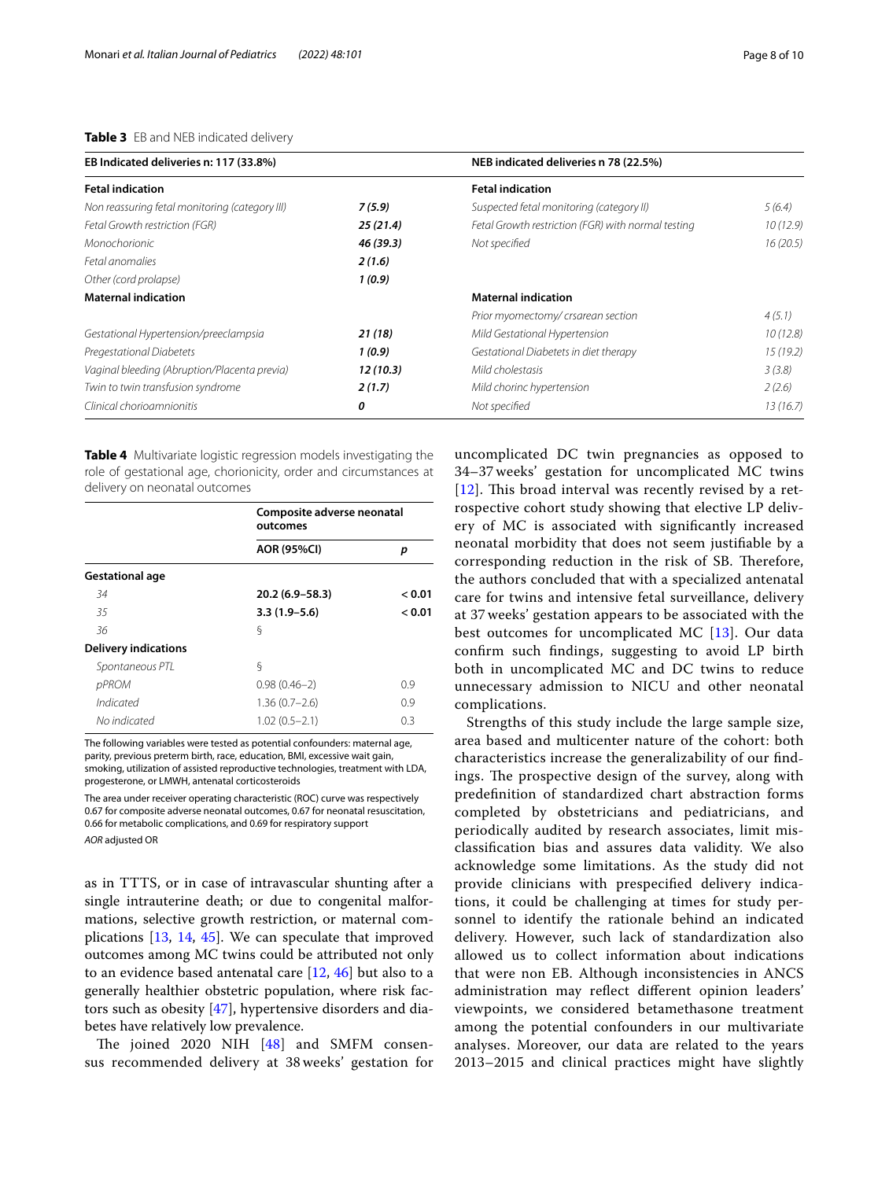**Table 3** EB and NEB indicated delivery

| EB Indicated deliveries n: 117 (33.8%) | | NEB indicated deliveries n 78 (22.5%) | |
|---|---|---|---|
| **Fetal indication** | | **Fetal indication** | |
| *Non reassuring fetal monitoring (category III)* | ***7 (5.9)*** | *Suspected fetal monitoring (category II)* | *5 (6.4)* |
| *Fetal Growth restriction (FGR)* | ***25 (21.4)*** | *Fetal Growth restriction (FGR) with normal testing* | *10 (12.9)* |
| *Monochorionic* | ***46 (39.3)*** | *Not specified* | *16 (20.5)* |
| *Fetal anomalies* | ***2 (1.6)*** | | |
| *Other (cord prolapse)* | ***1 (0.9)*** | | |
| **Maternal indication** | | **Maternal indication** | |
| | | *Prior myomectomy/ crsarean section* | *4 (5.1)* |
| *Gestational Hypertension/preeclampsia* | ***21 (18)*** | *Mild Gestational Hypertension* | *10 (12.8)* |
| *Pregestational Diabetets* | ***1 (0.9)*** | *Gestational Diabetets in diet therapy* | *15 (19.2)* |
| *Vaginal bleeding (Abruption/Placenta previa)* | ***12 (10.3)*** | *Mild cholestasis* | *3 (3.8)* |
| *Twin to twin transfusion syndrome* | ***2 (1.7)*** | *Mild chorinc hypertension* | *2 (2.6)* |
| *Clinical chorioamnionitis* | ***0*** | *Not specified* | *13 (16.7)* |

**Table 4** Multivariate logistic regression models investigating the role of gestational age, chorionicity, order and circumstances at delivery on neonatal outcomes

| | Composite adverse neonatal outcomes | |
|---|---|---|
| | **AOR (95%CI)** | ***p*** |
| **Gestational age** | | |
| *34* | **20.2 (6.9–58.3)** | **< 0.01** |
| *35* | **3.3 (1.9–5.6)** | **< 0.01** |
| *36* | § | |
| **Delivery indications** | | |
| *Spontaneous PTL* | § | |
| *pPROM* | 0.98 (0.46–2) | 0.9 |
| *Indicated* | 1.36 (0.7–2.6) | 0.9 |
| *No indicated* | 1.02 (0.5–2.1) | 0.3 |

The following variables were tested as potential confounders: maternal age, parity, previous preterm birth, race, education, BMI, excessive wait gain, smoking, utilization of assisted reproductive technologies, treatment with LDA, progesterone, or LMWH, antenatal corticosteroids

The area under receiver operating characteristic (ROC) curve was respectively 0.67 for composite adverse neonatal outcomes, 0.67 for neonatal resuscitation, 0.66 for metabolic complications, and 0.69 for respiratory support

*AOR* adjusted OR

as in TTTS, or in case of intravascular shunting after a single intrauterine death; or due to congenital malformations, selective growth restriction, or maternal complications [13, 14, 45]. We can speculate that improved outcomes among MC twins could be attributed not only to an evidence based antenatal care [12, 46] but also to a generally healthier obstetric population, where risk factors such as obesity [47], hypertensive disorders and diabetes have relatively low prevalence.

The joined 2020 NIH [48] and SMFM consensus recommended delivery at 38 weeks' gestation for uncomplicated DC twin pregnancies as opposed to 34–37 weeks' gestation for uncomplicated MC twins [12]. This broad interval was recently revised by a retrospective cohort study showing that elective LP delivery of MC is associated with significantly increased neonatal morbidity that does not seem justifiable by a corresponding reduction in the risk of SB. Therefore, the authors concluded that with a specialized antenatal care for twins and intensive fetal surveillance, delivery at 37 weeks' gestation appears to be associated with the best outcomes for uncomplicated MC [13]. Our data confirm such findings, suggesting to avoid LP birth both in uncomplicated MC and DC twins to reduce unnecessary admission to NICU and other neonatal complications.

Strengths of this study include the large sample size, area based and multicenter nature of the cohort: both characteristics increase the generalizability of our findings. The prospective design of the survey, along with predefinition of standardized chart abstraction forms completed by obstetricians and pediatricians, and periodically audited by research associates, limit misclassification bias and assures data validity. We also acknowledge some limitations. As the study did not provide clinicians with prespecified delivery indications, it could be challenging at times for study personnel to identify the rationale behind an indicated delivery. However, such lack of standardization also allowed us to collect information about indications that were non EB. Although inconsistencies in ANCS administration may reflect different opinion leaders' viewpoints, we considered betamethasone treatment among the potential confounders in our multivariate analyses. Moreover, our data are related to the years 2013–2015 and clinical practices might have slightly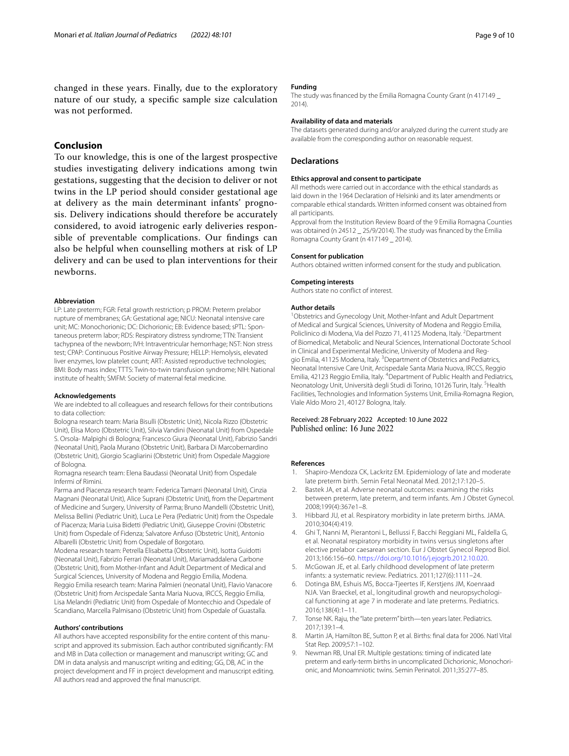changed in these years. Finally, due to the exploratory nature of our study, a specific sample size calculation was not performed.

## Conclusion

To our knowledge, this is one of the largest prospective studies investigating delivery indications among twin gestations, suggesting that the decision to deliver or not twins in the LP period should consider gestational age at delivery as the main determinant infants' prognosis. Delivery indications should therefore be accurately considered, to avoid iatrogenic early deliveries responsible of preventable complications. Our findings can also be helpful when counselling mothers at risk of LP delivery and can be used to plan interventions for their newborns.

#### Abbreviation

LP: Late preterm; FGR: Fetal growth restriction; p PROM: Preterm prelabor rupture of membranes; GA: Gestational age; NICU: Neonatal intensive care unit; MC: Monochorionic; DC: Dichorionic; EB: Evidence based; sPTL: Spontaneous preterm labor; RDS: Respiratory distress syndrome; TTN: Transient tachypnea of the newborn; IVH: Intraventricular hemorrhage; NST: Non stress test; CPAP: Continuous Positive Airway Pressure; HELLP: Hemolysis, elevated liver enzymes, low platelet count; ART: Assisted reproductive technologies; BMI: Body mass index; TTTS: Twin-to-twin transfusion syndrome; NIH: National institute of health; SMFM: Society of maternal fetal medicine.

#### Acknowledgements

We are indebted to all colleagues and research fellows for their contributions to data collection:

Bologna research team: Maria Bisulli (Obstetric Unit), Nicola Rizzo (Obstetric Unit), Elisa Moro (Obstetric Unit), Silvia Vandini (Neonatal Unit) from Ospedale S. Orsola- Malpighi di Bologna; Francesco Giura (Neonatal Unit), Fabrizio Sandri (Neonatal Unit), Paola Murano (Obstetric Unit), Barbara Di Marcobernardino (Obstetric Unit), Giorgio Scagliarini (Obstetric Unit) from Ospedale Maggiore of Bologna.

Romagna research team: Elena Baudassi (Neonatal Unit) from Ospedale Infermi of Rimini.

Parma and Piacenza research team: Federica Tamarri (Neonatal Unit), Cinzia Magnani (Neonatal Unit), Alice Suprani (Obstetric Unit), from the Department of Medicine and Surgery, University of Parma; Bruno Mandelli (Obstetric Unit), Melissa Bellini (Pediatric Unit), Luca Le Pera (Pediatric Unit) from the Ospedale of Piacenza; Maria Luisa Bidetti (Pediatric Unit), Giuseppe Crovini (Obstetric Unit) from Ospedale of Fidenza; Salvatore Anfuso (Obstetric Unit), Antonio Albarelli (Obstetric Unit) from Ospedale of Borgotaro.

Modena research team: Petrella Elisabetta (Obstetric Unit), Isotta Guidotti (Neonatal Unit), Fabrizio Ferrari (Neonatal Unit), Mariamaddalena Carbone (Obstetric Unit), from Mother-Infant and Adult Department of Medical and Surgical Sciences, University of Modena and Reggio Emilia, Modena.

Reggio Emilia research team: Marina Palmieri (neonatal Unit), Flavio Vanacore (Obstetric Unit) from Arcispedale Santa Maria Nuova, IRCCS, Reggio Emilia, Lisa Melandri (Pediatric Unit) from Ospedale of Montecchio and Ospedale of Scandiano, Marcella Palmisano (Obstetric Unit) from Ospedale of Guastalla.

#### Authors' contributions

All authors have accepted responsibility for the entire content of this manuscript and approved its submission. Each author contributed significantly: FM and MB in Data collection or management and manuscript writing; GC and DM in data analysis and manuscript writing and editing; GG, DB, AC in the project development and FF in project development and manuscript editing. All authors read and approved the final manuscript.

#### Funding

The study was financed by the Emilia Romagna County Grant (n 417149 _ 2014).

#### Availability of data and materials

The datasets generated during and/or analyzed during the current study are available from the corresponding author on reasonable request.

### Declarations

#### Ethics approval and consent to participate

All methods were carried out in accordance with the ethical standards as laid down in the 1964 Declaration of Helsinki and its later amendments or comparable ethical standards. Written informed consent was obtained from all participants.

Approval from the Institution Review Board of the 9 Emilia Romagna Counties was obtained (n 24512 _ 25/9/2014). The study was financed by the Emilia Romagna County Grant (n 417149 _ 2014).

#### Consent for publication

Authors obtained written informed consent for the study and publication.

#### Competing interests

Authors state no conflict of interest.

#### Author details

[1]Obstetrics and Gynecology Unit, Mother-Infant and Adult Department of Medical and Surgical Sciences, University of Modena and Reggio Emilia, Policlinico di Modena, Via del Pozzo 71, 41125 Modena, Italy. [2]Department of Biomedical, Metabolic and Neural Sciences, International Doctorate School in Clinical and Experimental Medicine, University of Modena and Reggio Emilia, 41125 Modena, Italy. [3]Department of Obstetrics and Pediatrics, Neonatal Intensive Care Unit, Arcispedale Santa Maria Nuova, IRCCS, Reggio Emilia, 42123 Reggio Emilia, Italy. [4]Department of Public Health and Pediatrics, Neonatology Unit, Università degli Studi di Torino, 10126 Turin, Italy. [5]Health Facilities, Technologies and Information Systems Unit, Emilia-Romagna Region, Viale Aldo Moro 21, 40127 Bologna, Italy.

Received: 28 February 2022 Accepted: 10 June 2022
Published online: 16 June 2022

#### References

1. Shapiro-Mendoza CK, Lackritz EM. Epidemiology of late and moderate late preterm birth. Semin Fetal Neonatal Med. 2012;17:120–5.
2. Bastek JA, et al. Adverse neonatal outcomes: examining the risks between preterm, late preterm, and term infants. Am J Obstet Gynecol. 2008;199(4):367e1–8.
3. Hibbard JU, et al. Respiratory morbidity in late preterm births. JAMA. 2010;304(4):419.
4. Ghi T, Nanni M, Pierantoni L, Bellussi F, Bacchi Reggiani ML, Faldella G, et al. Neonatal respiratory morbidity in twins versus singletons after elective prelabor caesarean section. Eur J Obstet Gynecol Reprod Biol. 2013;166:156–60. https://doi.org/10.1016/j.ejogrb.2012.10.020.
5. McGowan JE, et al. Early childhood development of late preterm infants: a systematic review. Pediatrics. 2011;127(6):1111–24.
6. Dotinga BM, Eshuis MS, Bocca-Tjeertes IF, Kerstjens JM, Koenraad NJA. Van Braeckel, et al., longitudinal growth and neuropsychological functioning at age 7 in moderate and late preterms. Pediatrics. 2016;138(4):1–11.
7. Tonse NK. Raju, the "late preterm" birth—ten years later. Pediatrics. 2017;139:1–4.
8. Martin JA, Hamilton BE, Sutton P, et al. Births: final data for 2006. Natl Vital Stat Rep. 2009;57:1–102.
9. Newman RB, Unal ER. Multiple gestations: timing of indicated late preterm and early-term births in uncomplicated Dichorionic, Monochorionic, and Monoamniotic twins. Semin Perinatol. 2011;35:277–85.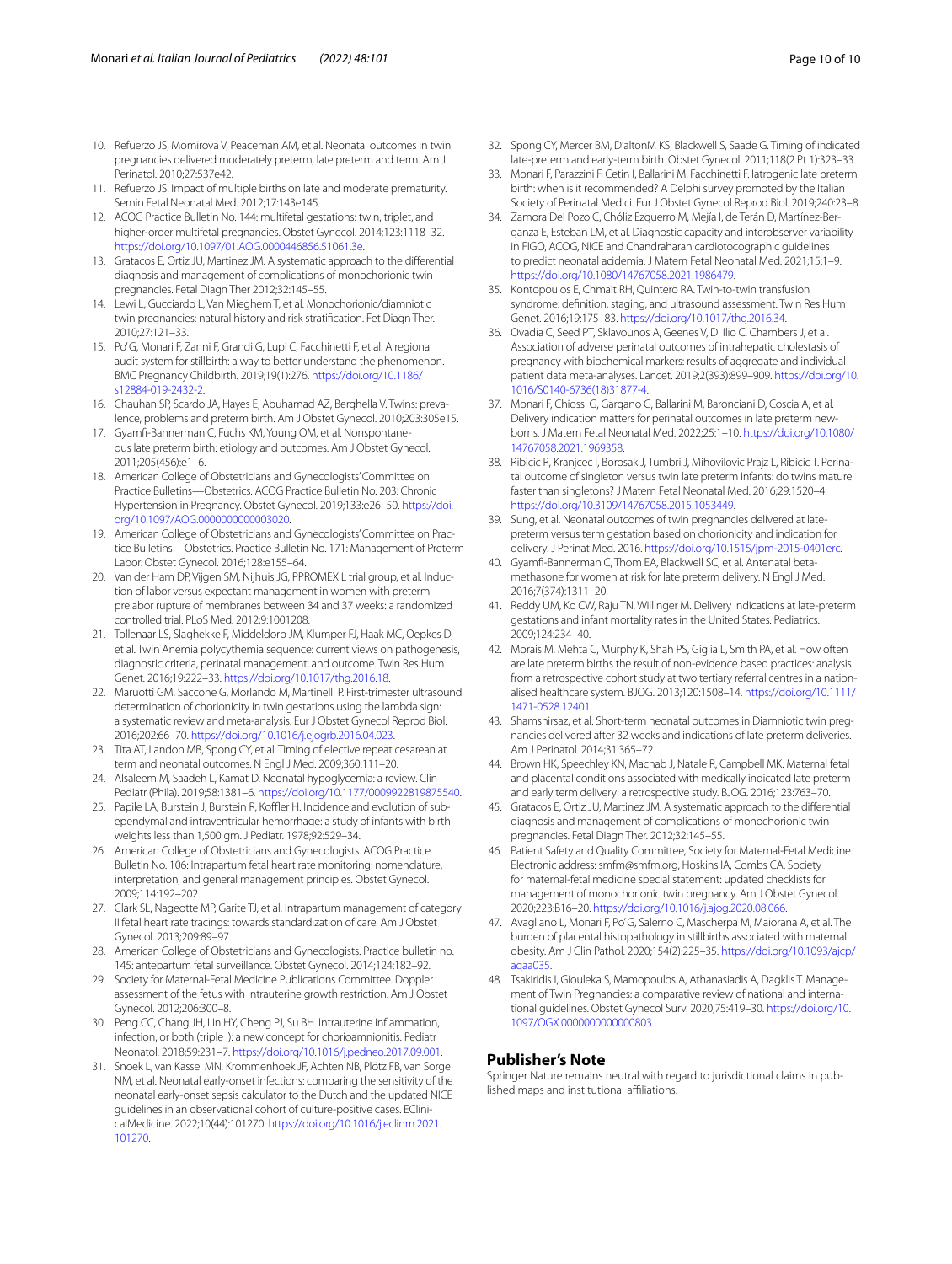10. Refuerzo JS, Momirova V, Peaceman AM, et al. Neonatal outcomes in twin pregnancies delivered moderately preterm, late preterm and term. Am J Perinatol. 2010;27:537e42.
11. Refuerzo JS. Impact of multiple births on late and moderate prematurity. Semin Fetal Neonatal Med. 2012;17:143e145.
12. ACOG Practice Bulletin No. 144: multifetal gestations: twin, triplet, and higher-order multifetal pregnancies. Obstet Gynecol. 2014;123:1118–32. https://doi.org/10.1097/01.AOG.0000446856.51061.3e.
13. Gratacos E, Ortiz JU, Martinez JM. A systematic approach to the differential diagnosis and management of complications of monochorionic twin pregnancies. Fetal Diagn Ther 2012;32:145–55.
14. Lewi L, Gucciardo L, Van Mieghem T, et al. Monochorionic/diamniotic twin pregnancies: natural history and risk stratification. Fet Diagn Ther. 2010;27:121–33.
15. Po'G, Monari F, Zanni F, Grandi G, Lupi C, Facchinetti F, et al. A regional audit system for stillbirth: a way to better understand the phenomenon. BMC Pregnancy Childbirth. 2019;19(1):276. https://doi.org/10.1186/s12884-019-2432-2.
16. Chauhan SP, Scardo JA, Hayes E, Abuhamad AZ, Berghella V. Twins: prevalence, problems and preterm birth. Am J Obstet Gynecol. 2010;203:305e15.
17. Gyamfi-Bannerman C, Fuchs KM, Young OM, et al. Nonspontaneous late preterm birth: etiology and outcomes. Am J Obstet Gynecol. 2011;205(456):e1–6.
18. American College of Obstetricians and Gynecologists' Committee on Practice Bulletins—Obstetrics. ACOG Practice Bulletin No. 203: Chronic Hypertension in Pregnancy. Obstet Gynecol. 2019;133:e26–50. https://doi.org/10.1097/AOG.0000000000003020.
19. American College of Obstetricians and Gynecologists' Committee on Practice Bulletins—Obstetrics. Practice Bulletin No. 171: Management of Preterm Labor. Obstet Gynecol. 2016;128:e155–64.
20. Van der Ham DP, Vijgen SM, Nijhuis JG, PPROMEXIL trial group, et al. Induction of labor versus expectant management in women with preterm prelabor rupture of membranes between 34 and 37 weeks: a randomized controlled trial. PLoS Med. 2012;9:1001208.
21. Tollenaar LS, Slaghekke F, Middeldorp JM, Klumper FJ, Haak MC, Oepkes D, et al. Twin Anemia polycythemia sequence: current views on pathogenesis, diagnostic criteria, perinatal management, and outcome. Twin Res Hum Genet. 2016;19:222–33. https://doi.org/10.1017/thg.2016.18.
22. Maruotti GM, Saccone G, Morlando M, Martinelli P. First-trimester ultrasound determination of chorionicity in twin gestations using the lambda sign: a systematic review and meta-analysis. Eur J Obstet Gynecol Reprod Biol. 2016;202:66–70. https://doi.org/10.1016/j.ejogrb.2016.04.023.
23. Tita AT, Landon MB, Spong CY, et al. Timing of elective repeat cesarean at term and neonatal outcomes. N Engl J Med. 2009;360:111–20.
24. Alsaleem M, Saadeh L, Kamat D. Neonatal hypoglycemia: a review. Clin Pediatr (Phila). 2019;58:1381–6. https://doi.org/10.1177/0009922819875540.
25. Papile LA, Burstein J, Burstein R, Koffler H. Incidence and evolution of subependymal and intraventricular hemorrhage: a study of infants with birth weights less than 1,500 gm. J Pediatr. 1978;92:529–34.
26. American College of Obstetricians and Gynecologists. ACOG Practice Bulletin No. 106: Intrapartum fetal heart rate monitoring: nomenclature, interpretation, and general management principles. Obstet Gynecol. 2009;114:192–202.
27. Clark SL, Nageotte MP, Garite TJ, et al. Intrapartum management of category II fetal heart rate tracings: towards standardization of care. Am J Obstet Gynecol. 2013;209:89–97.
28. American College of Obstetricians and Gynecologists. Practice bulletin no. 145: antepartum fetal surveillance. Obstet Gynecol. 2014;124:182–92.
29. Society for Maternal-Fetal Medicine Publications Committee. Doppler assessment of the fetus with intrauterine growth restriction. Am J Obstet Gynecol. 2012;206:300–8.
30. Peng CC, Chang JH, Lin HY, Cheng PJ, Su BH. Intrauterine inflammation, infection, or both (triple I): a new concept for chorioamnionitis. Pediatr Neonatol. 2018;59:231–7. https://doi.org/10.1016/j.pedneo.2017.09.001.
31. Snoek L, van Kassel MN, Krommenhoek JF, Achten NB, Plötz FB, van Sorge NM, et al. Neonatal early-onset infections: comparing the sensitivity of the neonatal early-onset sepsis calculator to the Dutch and the updated NICE guidelines in an observational cohort of culture-positive cases. EClinicalMedicine. 2022;10(44):101270. https://doi.org/10.1016/j.eclinm.2021.101270.
32. Spong CY, Mercer BM, D'altonM KS, Blackwell S, Saade G. Timing of indicated late-preterm and early-term birth. Obstet Gynecol. 2011;118(2 Pt 1):323–33.
33. Monari F, Parazzini F, Cetin I, Ballarini M, Facchinetti F. Iatrogenic late preterm birth: when is it recommended? A Delphi survey promoted by the Italian Society of Perinatal Medici. Eur J Obstet Gynecol Reprod Biol. 2019;240:23–8.
34. Zamora Del Pozo C, Chóliz Ezquerro M, Mejía I, de Terán D, Martínez-Berganza E, Esteban LM, et al. Diagnostic capacity and interobserver variability in FIGO, ACOG, NICE and Chandraharan cardiotocographic guidelines to predict neonatal acidemia. J Matern Fetal Neonatal Med. 2021;15:1–9. https://doi.org/10.1080/14767058.2021.1986479.
35. Kontopoulos E, Chmait RH, Quintero RA. Twin-to-twin transfusion syndrome: definition, staging, and ultrasound assessment. Twin Res Hum Genet. 2016;19:175–83. https://doi.org/10.1017/thg.2016.34.
36. Ovadia C, Seed PT, Sklavounos A, Geenes V, Di Ilio C, Chambers J, et al. Association of adverse perinatal outcomes of intrahepatic cholestasis of pregnancy with biochemical markers: results of aggregate and individual patient data meta-analyses. Lancet. 2019;2(393):899–909. https://doi.org/10.1016/S0140-6736(18)31877-4.
37. Monari F, Chiossi G, Gargano G, Ballarini M, Baronciani D, Coscia A, et al. Delivery indication matters for perinatal outcomes in late preterm newborns. J Matern Fetal Neonatal Med. 2022;25:1–10. https://doi.org/10.1080/14767058.2021.1969358.
38. Ribicic R, Kranjcec I, Borosak J, Tumbri J, Mihovilovic Prajz L, Ribicic T. Perinatal outcome of singleton versus twin late preterm infants: do twins mature faster than singletons? J Matern Fetal Neonatal Med. 2016;29:1520–4. https://doi.org/10.3109/14767058.2015.1053449.
39. Sung, et al. Neonatal outcomes of twin pregnancies delivered at late-preterm versus term gestation based on chorionicity and indication for delivery. J Perinat Med. 2016. https://doi.org/10.1515/jpm-2015-0401erc.
40. Gyamfi-Bannerman C, Thom EA, Blackwell SC, et al. Antenatal betamethasone for women at risk for late preterm delivery. N Engl J Med. 2016;7(374):1311–20.
41. Reddy UM, Ko CW, Raju TN, Willinger M. Delivery indications at late-preterm gestations and infant mortality rates in the United States. Pediatrics. 2009;124:234–40.
42. Morais M, Mehta C, Murphy K, Shah PS, Giglia L, Smith PA, et al. How often are late preterm births the result of non-evidence based practices: analysis from a retrospective cohort study at two tertiary referral centres in a nationalised healthcare system. BJOG. 2013;120:1508–14. https://doi.org/10.1111/1471-0528.12401.
43. Shamshirsaz, et al. Short-term neonatal outcomes in Diamniotic twin pregnancies delivered after 32 weeks and indications of late preterm deliveries. Am J Perinatol. 2014;31:365–72.
44. Brown HK, Speechley KN, Macnab J, Natale R, Campbell MK. Maternal fetal and placental conditions associated with medically indicated late preterm and early term delivery: a retrospective study. BJOG. 2016;123:763–70.
45. Gratacos E, Ortiz JU, Martinez JM. A systematic approach to the differential diagnosis and management of complications of monochorionic twin pregnancies. Fetal Diagn Ther. 2012;32:145–55.
46. Patient Safety and Quality Committee, Society for Maternal-Fetal Medicine. Electronic address: smfm@smfm.org, Hoskins IA, Combs CA. Society for maternal-fetal medicine special statement: updated checklists for management of monochorionic twin pregnancy. Am J Obstet Gynecol. 2020;223:B16–20. https://doi.org/10.1016/j.ajog.2020.08.066.
47. Avagliano L, Monari F, Po'G, Salerno C, Mascherpa M, Maiorana A, et al. The burden of placental histopathology in stillbirths associated with maternal obesity. Am J Clin Pathol. 2020;154(2):225–35. https://doi.org/10.1093/ajcp/aqaa035.
48. Tsakiridis I, Giouleka S, Mamopoulos A, Athanasiadis A, Dagklis T. Management of Twin Pregnancies: a comparative review of national and international guidelines. Obstet Gynecol Surv. 2020;75:419–30. https://doi.org/10.1097/OGX.0000000000000803.

## Publisher's Note

Springer Nature remains neutral with regard to jurisdictional claims in published maps and institutional affiliations.